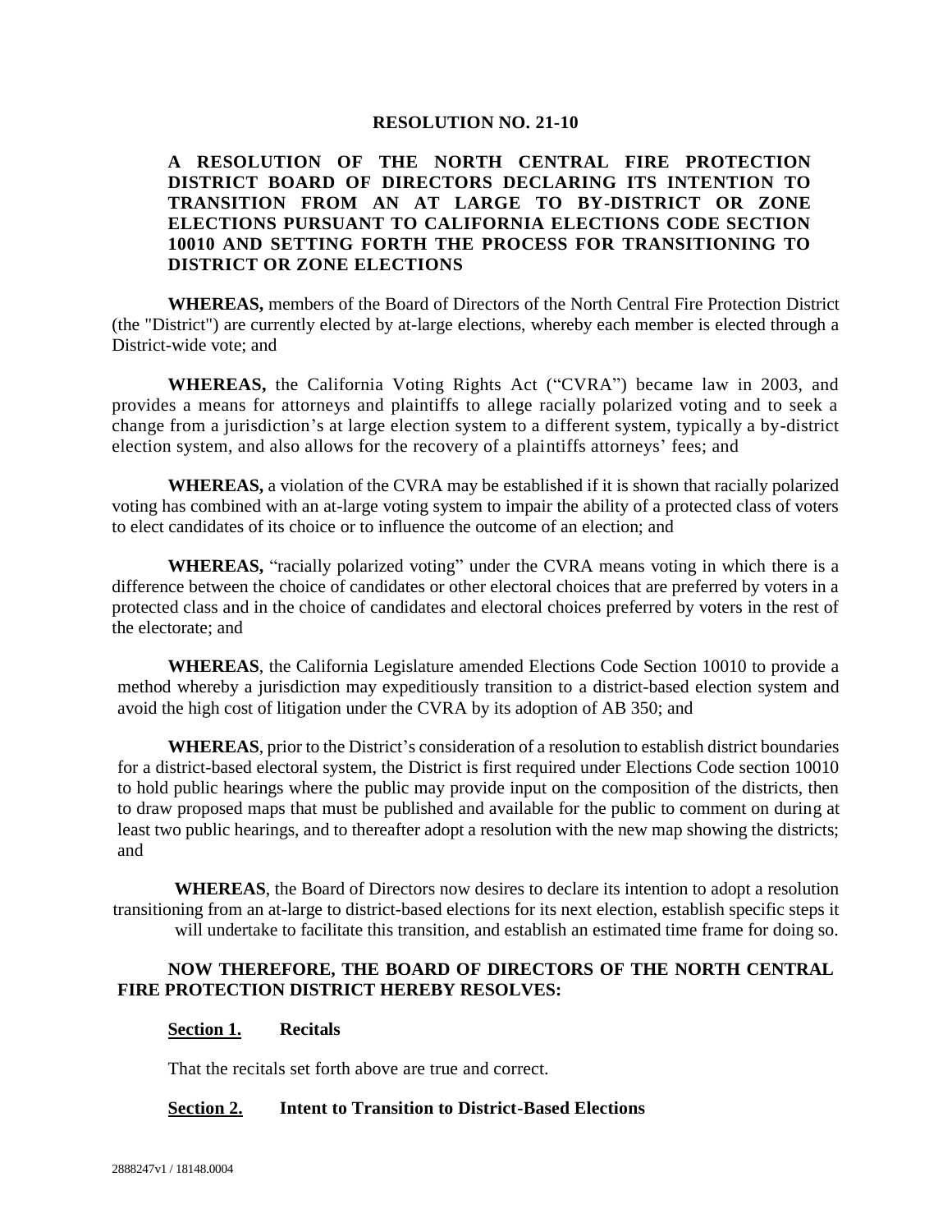**RESOLUTION NO. 21-10**

**A RESOLUTION OF THE NORTH CENTRAL FIRE PROTECTION DISTRICT BOARD OF DIRECTORS DECLARING ITS INTENTION TO TRANSITION FROM AN AT LARGE TO BY-DISTRICT OR ZONE ELECTIONS PURSUANT TO CALIFORNIA ELECTIONS CODE SECTION 10010 AND SETTING FORTH THE PROCESS FOR TRANSITIONING TO DISTRICT OR ZONE ELECTIONS**

**WHEREAS,** members of the Board of Directors of the North Central Fire Protection District (the "District") are currently elected by at-large elections, whereby each member is elected through a District-wide vote; and

**WHEREAS,** the California Voting Rights Act ("CVRA") became law in 2003, and provides a means for attorneys and plaintiffs to allege racially polarized voting and to seek a change from a jurisdiction's at large election system to a different system, typically a by-district election system, and also allows for the recovery of a plaintiffs attorneys' fees; and

**WHEREAS,** a violation of the CVRA may be established if it is shown that racially polarized voting has combined with an at-large voting system to impair the ability of a protected class of voters to elect candidates of its choice or to influence the outcome of an election; and

**WHEREAS,** "racially polarized voting" under the CVRA means voting in which there is a difference between the choice of candidates or other electoral choices that are preferred by voters in a protected class and in the choice of candidates and electoral choices preferred by voters in the rest of the electorate; and

**WHEREAS**, the California Legislature amended Elections Code Section 10010 to provide a method whereby a jurisdiction may expeditiously transition to a district-based election system and avoid the high cost of litigation under the CVRA by its adoption of AB 350; and

**WHEREAS**, prior to the District's consideration of a resolution to establish district boundaries for a district-based electoral system, the District is first required under Elections Code section 10010 to hold public hearings where the public may provide input on the composition of the districts, then to draw proposed maps that must be published and available for the public to comment on during at least two public hearings, and to thereafter adopt a resolution with the new map showing the districts; and

**WHEREAS**, the Board of Directors now desires to declare its intention to adopt a resolution transitioning from an at-large to district-based elections for its next election, establish specific steps it will undertake to facilitate this transition, and establish an estimated time frame for doing so.

**NOW THEREFORE, THE BOARD OF DIRECTORS OF THE NORTH CENTRAL FIRE PROTECTION DISTRICT HEREBY RESOLVES:**

**<u>Section 1.</u> Recitals**

That the recitals set forth above are true and correct.

**<u>Section 2.</u> Intent to Transition to District-Based Elections**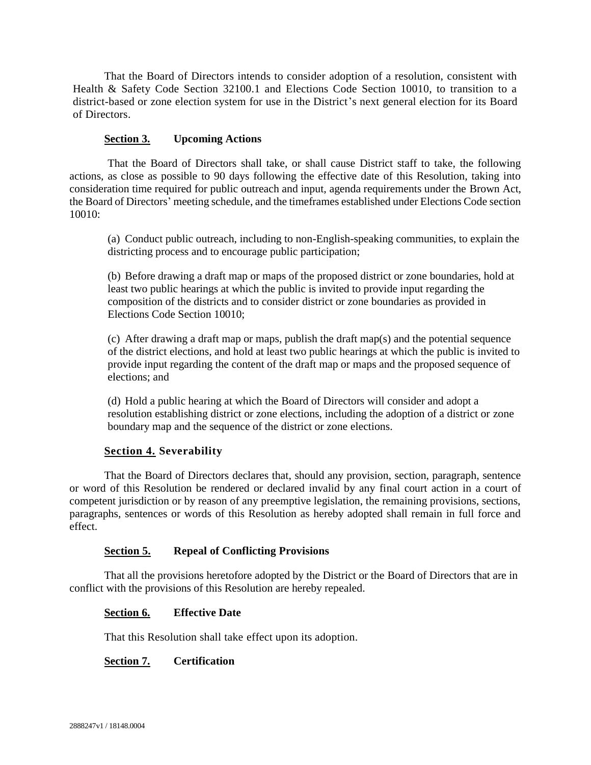That the Board of Directors intends to consider adoption of a resolution, consistent with Health & Safety Code Section 32100.1 and Elections Code Section 10010, to transition to a district-based or zone election system for use in the District's next general election for its Board of Directors.

**Section 3. Upcoming Actions**

That the Board of Directors shall take, or shall cause District staff to take, the following actions, as close as possible to 90 days following the effective date of this Resolution, taking into consideration time required for public outreach and input, agenda requirements under the Brown Act, the Board of Directors' meeting schedule, and the timeframes established under Elections Code section 10010:

(a) Conduct public outreach, including to non-English-speaking communities, to explain the districting process and to encourage public participation;

(b) Before drawing a draft map or maps of the proposed district or zone boundaries, hold at least two public hearings at which the public is invited to provide input regarding the composition of the districts and to consider district or zone boundaries as provided in Elections Code Section 10010;

(c) After drawing a draft map or maps, publish the draft map(s) and the potential sequence of the district elections, and hold at least two public hearings at which the public is invited to provide input regarding the content of the draft map or maps and the proposed sequence of elections; and

(d) Hold a public hearing at which the Board of Directors will consider and adopt a resolution establishing district or zone elections, including the adoption of a district or zone boundary map and the sequence of the district or zone elections.

**Section 4. Severability**

That the Board of Directors declares that, should any provision, section, paragraph, sentence or word of this Resolution be rendered or declared invalid by any final court action in a court of competent jurisdiction or by reason of any preemptive legislation, the remaining provisions, sections, paragraphs, sentences or words of this Resolution as hereby adopted shall remain in full force and effect.

**Section 5. Repeal of Conflicting Provisions**

That all the provisions heretofore adopted by the District or the Board of Directors that are in conflict with the provisions of this Resolution are hereby repealed.

**Section 6. Effective Date**

That this Resolution shall take effect upon its adoption.

**Section 7. Certification**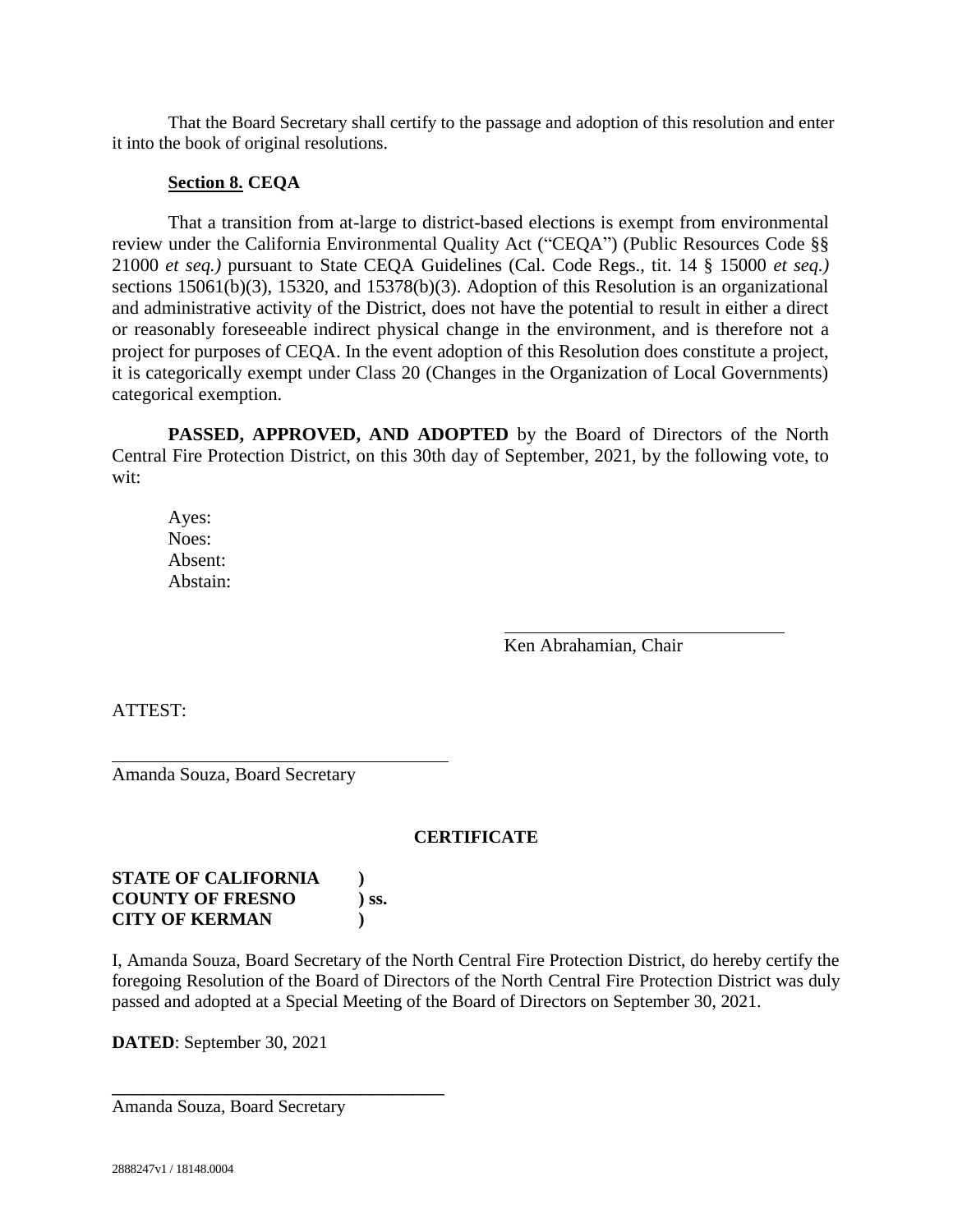That the Board Secretary shall certify to the passage and adoption of this resolution and enter it into the book of original resolutions.

**Section 8. CEQA**

That a transition from at-large to district-based elections is exempt from environmental review under the California Environmental Quality Act ("CEQA") (Public Resources Code §§ 21000 *et seq.)* pursuant to State CEQA Guidelines (Cal. Code Regs., tit. 14 § 15000 *et seq.)* sections 15061(b)(3), 15320, and 15378(b)(3). Adoption of this Resolution is an organizational and administrative activity of the District, does not have the potential to result in either a direct or reasonably foreseeable indirect physical change in the environment, and is therefore not a project for purposes of CEQA. In the event adoption of this Resolution does constitute a project, it is categorically exempt under Class 20 (Changes in the Organization of Local Governments) categorical exemption.

**PASSED, APPROVED, AND ADOPTED** by the Board of Directors of the North Central Fire Protection District, on this 30th day of September, 2021, by the following vote, to wit:

Ayes:
Noes:
Absent:
Abstain:

\_\_\_\_\_\_\_\_\_\_\_\_\_\_\_\_\_\_\_\_\_\_\_\_\_\_\_\_\_\_
Ken Abrahamian, Chair

ATTEST:

\_\_\_\_\_\_\_\_\_\_\_\_\_\_\_\_\_\_\_\_\_\_\_\_\_\_\_\_\_\_
Amanda Souza, Board Secretary

**CERTIFICATE**

**STATE OF CALIFORNIA )**
**COUNTY OF FRESNO ) ss.**
**CITY OF KERMAN )**

I, Amanda Souza, Board Secretary of the North Central Fire Protection District, do hereby certify the foregoing Resolution of the Board of Directors of the North Central Fire Protection District was duly passed and adopted at a Special Meeting of the Board of Directors on September 30, 2021.

**DATED**: September 30, 2021

\_\_\_\_\_\_\_\_\_\_\_\_\_\_\_\_\_\_\_\_\_\_\_\_\_\_\_\_\_\_
Amanda Souza, Board Secretary

2888247v1 / 18148.0004